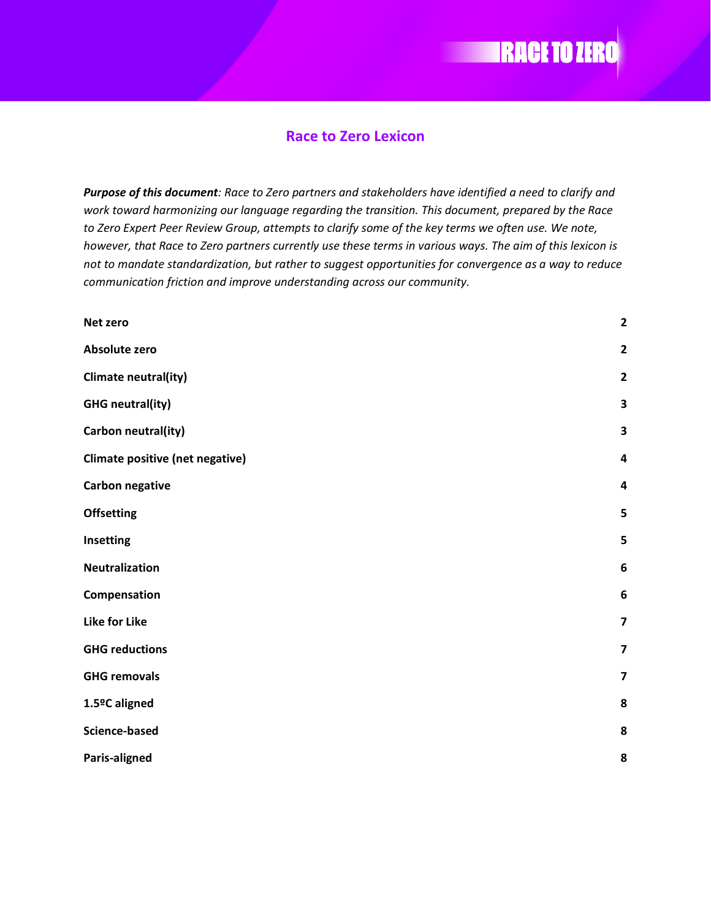# Race to Zero Lexicon

***Purpose of this document**: Race to Zero partners and stakeholders have identified a need to clarify and work toward harmonizing our language regarding the transition. This document, prepared by the Race to Zero Expert Peer Review Group, attempts to clarify some of the key terms we often use. We note, however, that Race to Zero partners currently use these terms in various ways. The aim of this lexicon is not to mandate standardization, but rather to suggest opportunities for convergence as a way to reduce communication friction and improve understanding across our community.*

| | |
|---|---|
| **Net zero** | **2** |
| **Absolute zero** | **2** |
| **Climate neutral(ity)** | **2** |
| **GHG neutral(ity)** | **3** |
| **Carbon neutral(ity)** | **3** |
| **Climate positive (net negative)** | **4** |
| **Carbon negative** | **4** |
| **Offsetting** | **5** |
| **Insetting** | **5** |
| **Neutralization** | **6** |
| **Compensation** | **6** |
| **Like for Like** | **7** |
| **GHG reductions** | **7** |
| **GHG removals** | **7** |
| **1.5ºC aligned** | **8** |
| **Science-based** | **8** |
| **Paris-aligned** | **8** |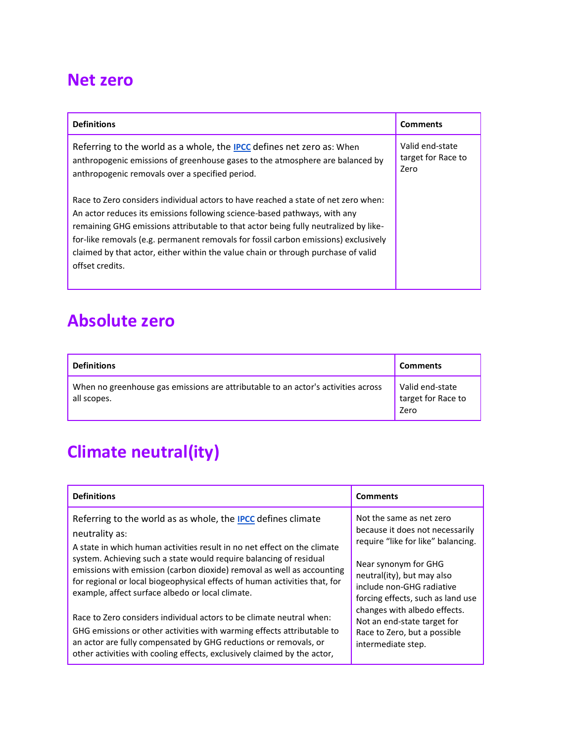# Net zero

| Definitions | Comments |
|---|---|
| Referring to the world as a whole, the IPCC defines net zero as: When anthropogenic emissions of greenhouse gases to the atmosphere are balanced by anthropogenic removals over a specified period.<br><br>Race to Zero considers individual actors to have reached a state of net zero when: An actor reduces its emissions following science-based pathways, with any remaining GHG emissions attributable to that actor being fully neutralized by like-for-like removals (e.g. permanent removals for fossil carbon emissions) exclusively claimed by that actor, either within the value chain or through purchase of valid offset credits. | Valid end-state target for Race to Zero |

# Absolute zero

| Definitions | Comments |
|---|---|
| When no greenhouse gas emissions are attributable to an actor's activities across all scopes. | Valid end-state target for Race to Zero |

# Climate neutral(ity)

| Definitions | Comments |
|---|---|
| Referring to the world as as whole, the IPCC defines climate neutrality as:<br>A state in which human activities result in no net effect on the climate system. Achieving such a state would require balancing of residual emissions with emission (carbon dioxide) removal as well as accounting for regional or local biogeophysical effects of human activities that, for example, affect surface albedo or local climate.<br><br>Race to Zero considers individual actors to be climate neutral when: GHG emissions or other activities with warming effects attributable to an actor are fully compensated by GHG reductions or removals, or other activities with cooling effects, exclusively claimed by the actor, | Not the same as net zero because it does not necessarily require "like for like" balancing.<br><br>Near synonym for GHG neutral(ity), but may also include non-GHG radiative forcing effects, such as land use changes with albedo effects. Not an end-state target for Race to Zero, but a possible intermediate step. |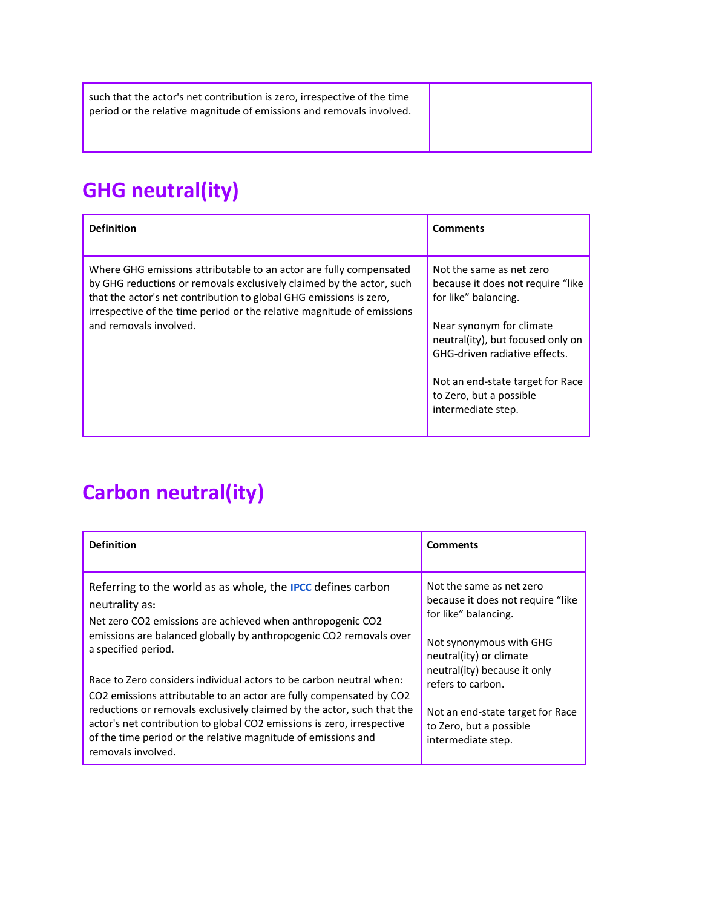| | |
|---|---|
| such that the actor's net contribution is zero, irrespective of the time period or the relative magnitude of emissions and removals involved. | |

## GHG neutral(ity)

| Definition | Comments |
|---|---|
| Where GHG emissions attributable to an actor are fully compensated by GHG reductions or removals exclusively claimed by the actor, such that the actor's net contribution to global GHG emissions is zero, irrespective of the time period or the relative magnitude of emissions and removals involved. | Not the same as net zero because it does not require "like for like" balancing.<br><br>Near synonym for climate neutral(ity), but focused only on GHG-driven radiative effects.<br><br>Not an end-state target for Race to Zero, but a possible intermediate step. |

## Carbon neutral(ity)

| Definition | Comments |
|---|---|
| Referring to the world as as whole, the [IPCC] defines carbon neutrality as**:**<br>Net zero $CO_2$ emissions are achieved when anthropogenic $CO_2$ emissions are balanced globally by anthropogenic $CO_2$ removals over a specified period.<br><br>Race to Zero considers individual actors to be carbon neutral when: $CO_2$ emissions attributable to an actor are fully compensated by $CO_2$ reductions or removals exclusively claimed by the actor, such that the actor's net contribution to global $CO_2$ emissions is zero, irrespective of the time period or the relative magnitude of emissions and removals involved. | Not the same as net zero because it does not require "like for like" balancing.<br><br>Not synonymous with GHG neutral(ity) or climate neutral(ity) because it only refers to carbon.<br><br>Not an end-state target for Race to Zero, but a possible intermediate step. |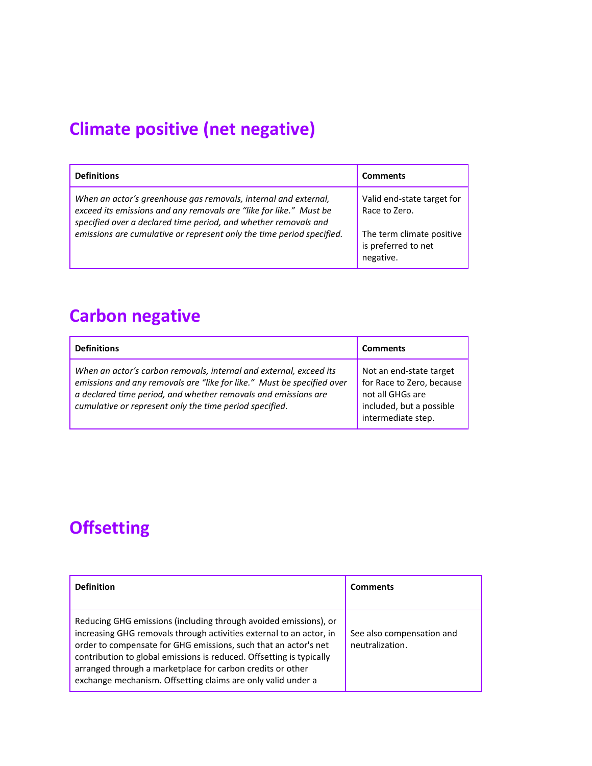## Climate positive (net negative)

| Definitions | Comments |
|---|---|
| *When an actor's greenhouse gas removals, internal and external, exceed its emissions and any removals are "like for like." Must be specified over a declared time period, and whether removals and emissions are cumulative or represent only the time period specified.* | Valid end-state target for Race to Zero. The term climate positive is preferred to net negative. |

## Carbon negative

| Definitions | Comments |
|---|---|
| *When an actor's carbon removals, internal and external, exceed its emissions and any removals are "like for like." Must be specified over a declared time period, and whether removals and emissions are cumulative or represent only the time period specified.* | Not an end-state target for Race to Zero, because not all GHGs are included, but a possible intermediate step. |

## Offsetting

| Definition | Comments |
|---|---|
| Reducing GHG emissions (including through avoided emissions), or increasing GHG removals through activities external to an actor, in order to compensate for GHG emissions, such that an actor's net contribution to global emissions is reduced. Offsetting is typically arranged through a marketplace for carbon credits or other exchange mechanism. Offsetting claims are only valid under a | See also compensation and neutralization. |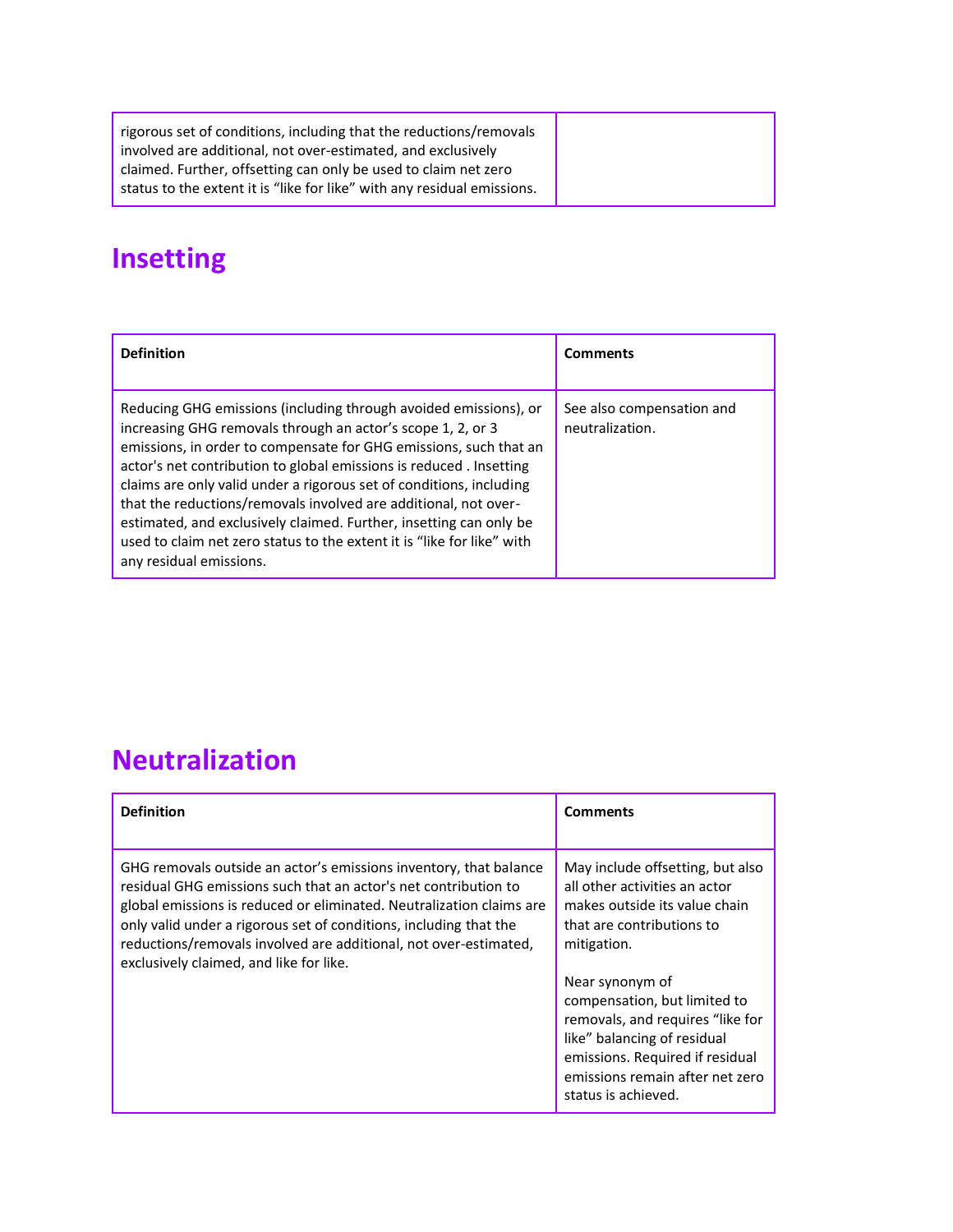| | |
|---|---|
| rigorous set of conditions, including that the reductions/removals involved are additional, not over-estimated, and exclusively claimed. Further, offsetting can only be used to claim net zero status to the extent it is “like for like” with any residual emissions. | |

## Insetting

| Definition | Comments |
|---|---|
| Reducing GHG emissions (including through avoided emissions), or increasing GHG removals through an actor’s scope 1, 2, or 3 emissions, in order to compensate for GHG emissions, such that an actor's net contribution to global emissions is reduced . Insetting claims are only valid under a rigorous set of conditions, including that the reductions/removals involved are additional, not over-estimated, and exclusively claimed. Further, insetting can only be used to claim net zero status to the extent it is “like for like” with any residual emissions. | See also compensation and neutralization. |

## Neutralization

| Definition | Comments |
|---|---|
| GHG removals outside an actor’s emissions inventory, that balance residual GHG emissions such that an actor's net contribution to global emissions is reduced or eliminated. Neutralization claims are only valid under a rigorous set of conditions, including that the reductions/removals involved are additional, not over-estimated, exclusively claimed, and like for like. | May include offsetting, but also all other activities an actor makes outside its value chain that are contributions to mitigation.<br><br>Near synonym of compensation, but limited to removals, and requires “like for like” balancing of residual emissions. Required if residual emissions remain after net zero status is achieved. |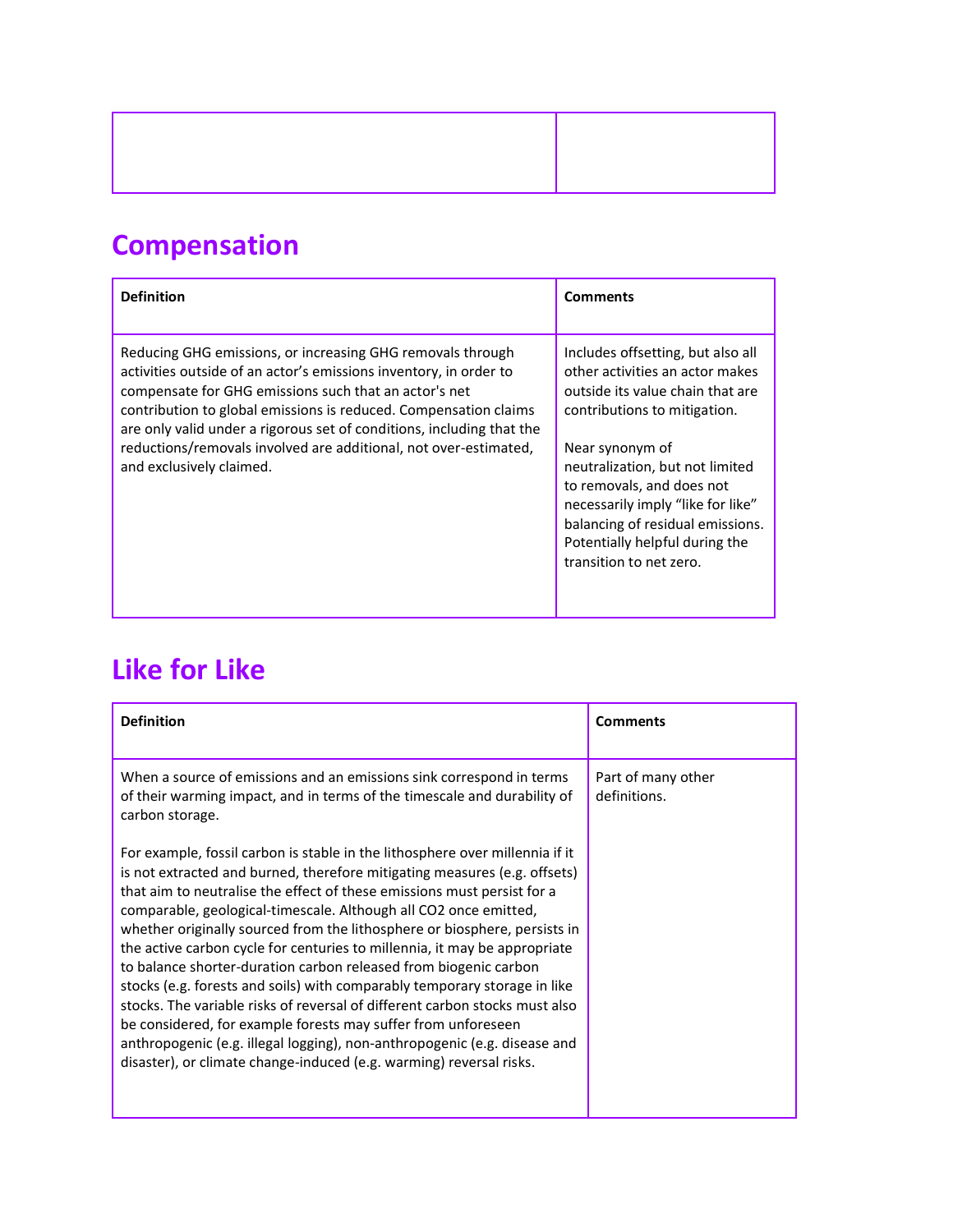| | |
|---|---|
| | |

## Compensation

| Definition | Comments |
|---|---|
| Reducing GHG emissions, or increasing GHG removals through activities outside of an actor's emissions inventory, in order to compensate for GHG emissions such that an actor's net contribution to global emissions is reduced. Compensation claims are only valid under a rigorous set of conditions, including that the reductions/removals involved are additional, not over-estimated, and exclusively claimed. | Includes offsetting, but also all other activities an actor makes outside its value chain that are contributions to mitigation.<br><br>Near synonym of neutralization, but not limited to removals, and does not necessarily imply "like for like" balancing of residual emissions. Potentially helpful during the transition to net zero. |

## Like for Like

| Definition | Comments |
|---|---|
| When a source of emissions and an emissions sink correspond in terms of their warming impact, and in terms of the timescale and durability of carbon storage.<br><br>For example, fossil carbon is stable in the lithosphere over millennia if it is not extracted and burned, therefore mitigating measures (e.g. offsets) that aim to neutralise the effect of these emissions must persist for a comparable, geological-timescale. Although all CO2 once emitted, whether originally sourced from the lithosphere or biosphere, persists in the active carbon cycle for centuries to millennia, it may be appropriate to balance shorter-duration carbon released from biogenic carbon stocks (e.g. forests and soils) with comparably temporary storage in like stocks. The variable risks of reversal of different carbon stocks must also be considered, for example forests may suffer from unforeseen anthropogenic (e.g. illegal logging), non-anthropogenic (e.g. disease and disaster), or climate change-induced (e.g. warming) reversal risks. | Part of many other definitions. |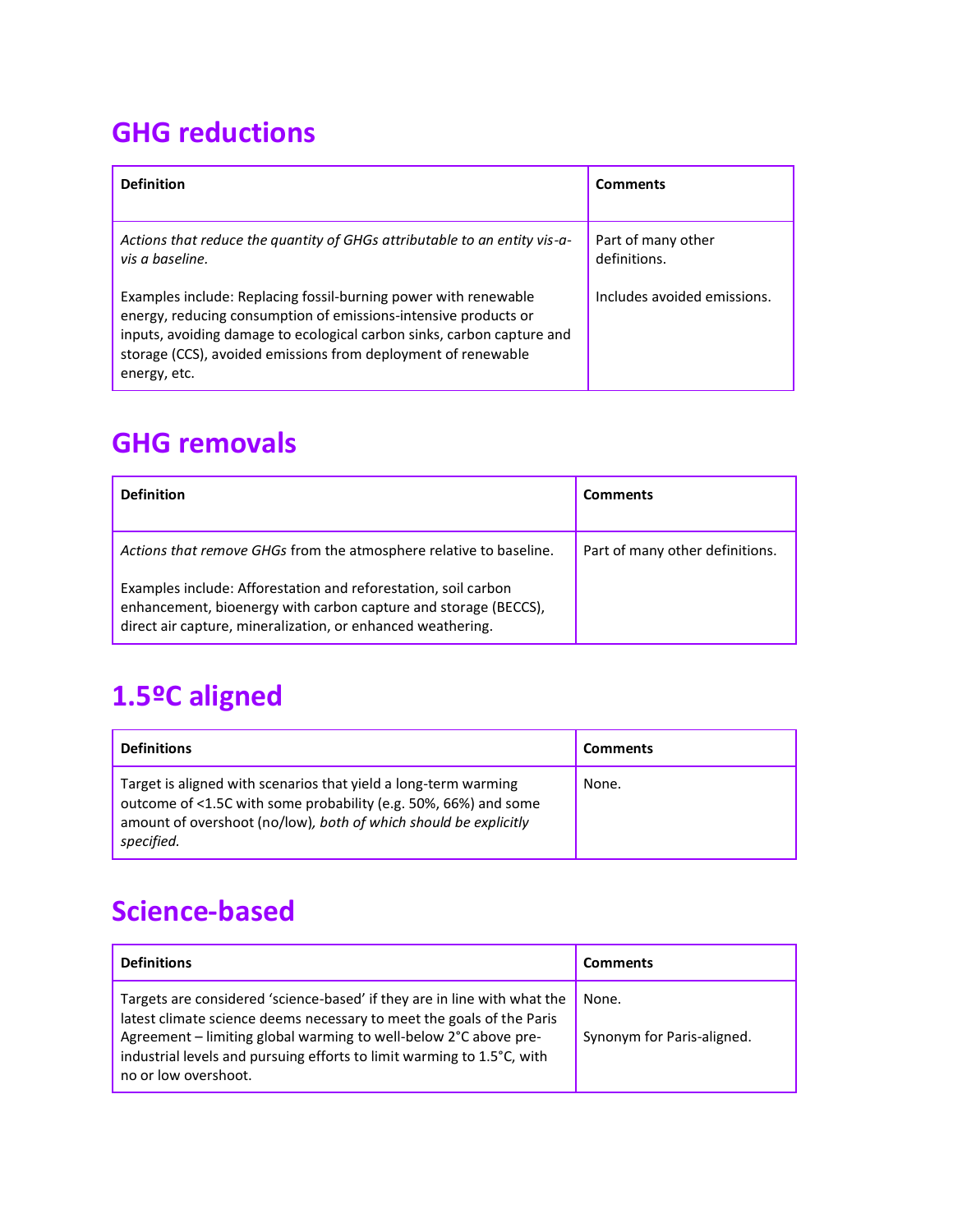## GHG reductions

| Definition | Comments |
| --- | --- |
| *Actions that reduce the quantity of GHGs attributable to an entity vis-a-vis a baseline.*<br><br>Examples include: Replacing fossil-burning power with renewable energy, reducing consumption of emissions-intensive products or inputs, avoiding damage to ecological carbon sinks, carbon capture and storage (CCS), avoided emissions from deployment of renewable energy, etc. | Part of many other definitions.<br><br>Includes avoided emissions. |

## GHG removals

| Definition | Comments |
| --- | --- |
| *Actions that remove GHGs* from the atmosphere relative to baseline.<br><br>Examples include: Afforestation and reforestation, soil carbon enhancement, bioenergy with carbon capture and storage (BECCS), direct air capture, mineralization, or enhanced weathering. | Part of many other definitions. |

## 1.5ºC aligned

| Definitions | Comments |
| --- | --- |
| Target is aligned with scenarios that yield a long-term warming outcome of <1.5C with some probability (e.g. 50%, 66%) and some amount of overshoot (no/low)*, both of which should be explicitly specified.* | None. |

## Science-based

| Definitions | Comments |
| --- | --- |
| Targets are considered 'science-based' if they are in line with what the latest climate science deems necessary to meet the goals of the Paris Agreement – limiting global warming to well-below 2°C above pre-industrial levels and pursuing efforts to limit warming to 1.5°C, with no or low overshoot. | None.<br><br>Synonym for Paris-aligned. |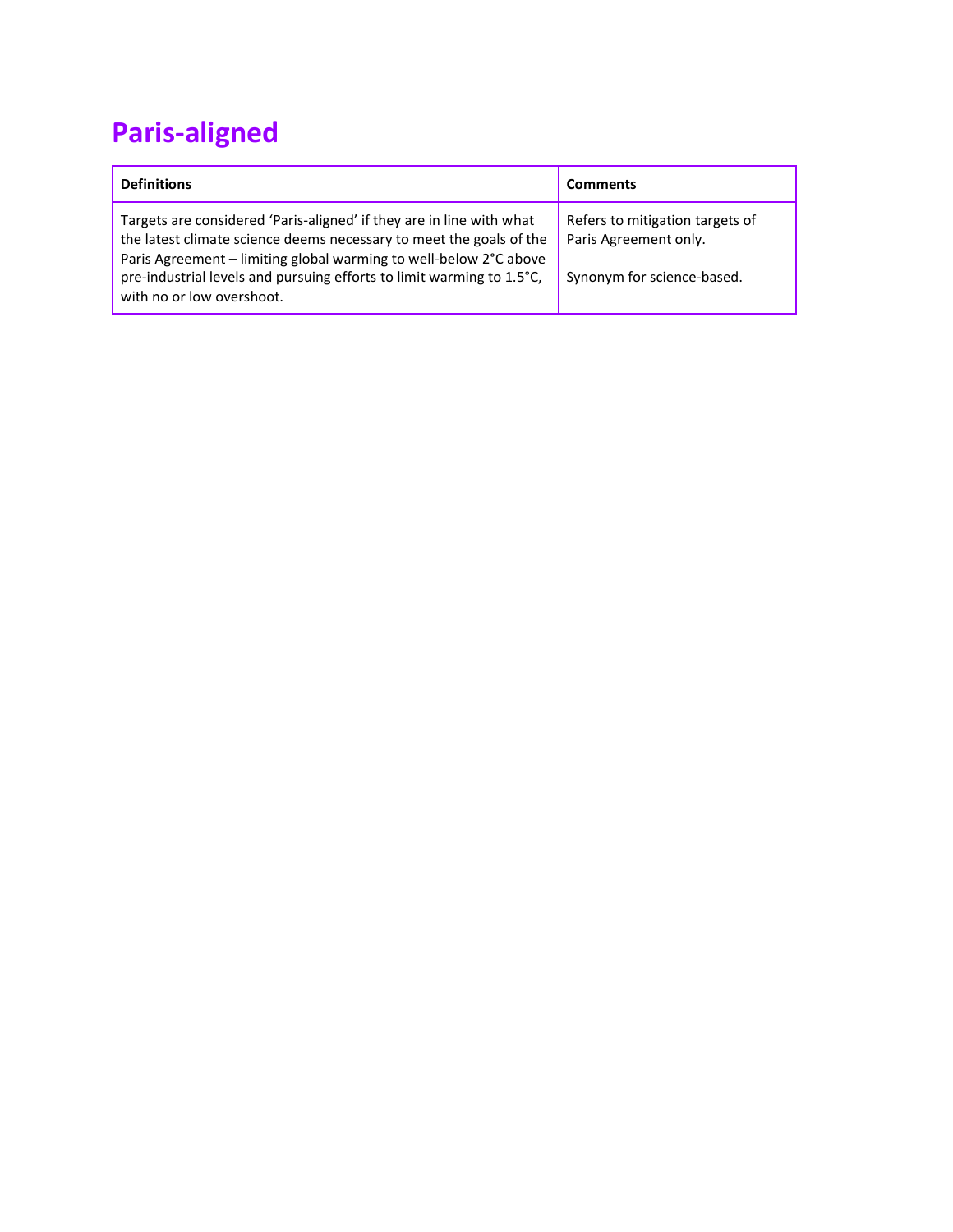# Paris-aligned

| Definitions | Comments |
| --- | --- |
| Targets are considered 'Paris-aligned' if they are in line with what the latest climate science deems necessary to meet the goals of the Paris Agreement – limiting global warming to well-below 2°C above pre-industrial levels and pursuing efforts to limit warming to 1.5°C, with no or low overshoot. | Refers to mitigation targets of Paris Agreement only.<br><br>Synonym for science-based. |